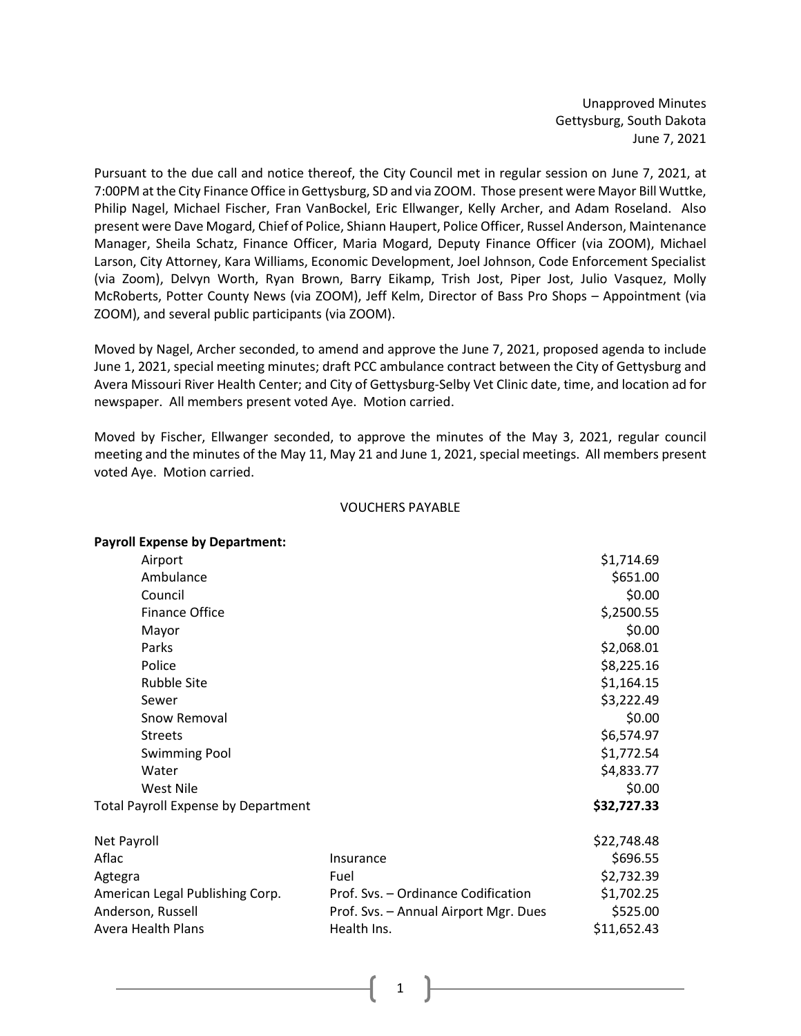Unapproved Minutes
Gettysburg, South Dakota
June 7, 2021

Pursuant to the due call and notice thereof, the City Council met in regular session on June 7, 2021, at 7:00PM at the City Finance Office in Gettysburg, SD and via ZOOM. Those present were Mayor Bill Wuttke, Philip Nagel, Michael Fischer, Fran VanBockel, Eric Ellwanger, Kelly Archer, and Adam Roseland. Also present were Dave Mogard, Chief of Police, Shiann Haupert, Police Officer, Russel Anderson, Maintenance Manager, Sheila Schatz, Finance Officer, Maria Mogard, Deputy Finance Officer (via ZOOM), Michael Larson, City Attorney, Kara Williams, Economic Development, Joel Johnson, Code Enforcement Specialist (via Zoom), Delvyn Worth, Ryan Brown, Barry Eikamp, Trish Jost, Piper Jost, Julio Vasquez, Molly McRoberts, Potter County News (via ZOOM), Jeff Kelm, Director of Bass Pro Shops – Appointment (via ZOOM), and several public participants (via ZOOM).

Moved by Nagel, Archer seconded, to amend and approve the June 7, 2021, proposed agenda to include June 1, 2021, special meeting minutes; draft PCC ambulance contract between the City of Gettysburg and Avera Missouri River Health Center; and City of Gettysburg-Selby Vet Clinic date, time, and location ad for newspaper. All members present voted Aye. Motion carried.

Moved by Fischer, Ellwanger seconded, to approve the minutes of the May 3, 2021, regular council meeting and the minutes of the May 11, May 21 and June 1, 2021, special meetings. All members present voted Aye. Motion carried.

VOUCHERS PAYABLE

| **Payroll Expense by Department:** | | |
|---|---|---|
| Airport | | $1,714.69 |
| Ambulance | | $651.00 |
| Council | | $0.00 |
| Finance Office | | $,2500.55 |
| Mayor | | $0.00 |
| Parks | | $2,068.01 |
| Police | | $8,225.16 |
| Rubble Site | | $1,164.15 |
| Sewer | | $3,222.49 |
| Snow Removal | | $0.00 |
| Streets | | $6,574.97 |
| Swimming Pool | | $1,772.54 |
| Water | | $4,833.77 |
| West Nile | | $0.00 |
| Total Payroll Expense by Department | | **$32,727.33** |
| | | |
| Net Payroll | | $22,748.48 |
| Aflac | Insurance | $696.55 |
| Agtegra | Fuel | $2,732.39 |
| American Legal Publishing Corp. | Prof. Svs. – Ordinance Codification | $1,702.25 |
| Anderson, Russell | Prof. Svs. – Annual Airport Mgr. Dues | $525.00 |
| Avera Health Plans | Health Ins. | $11,652.43 |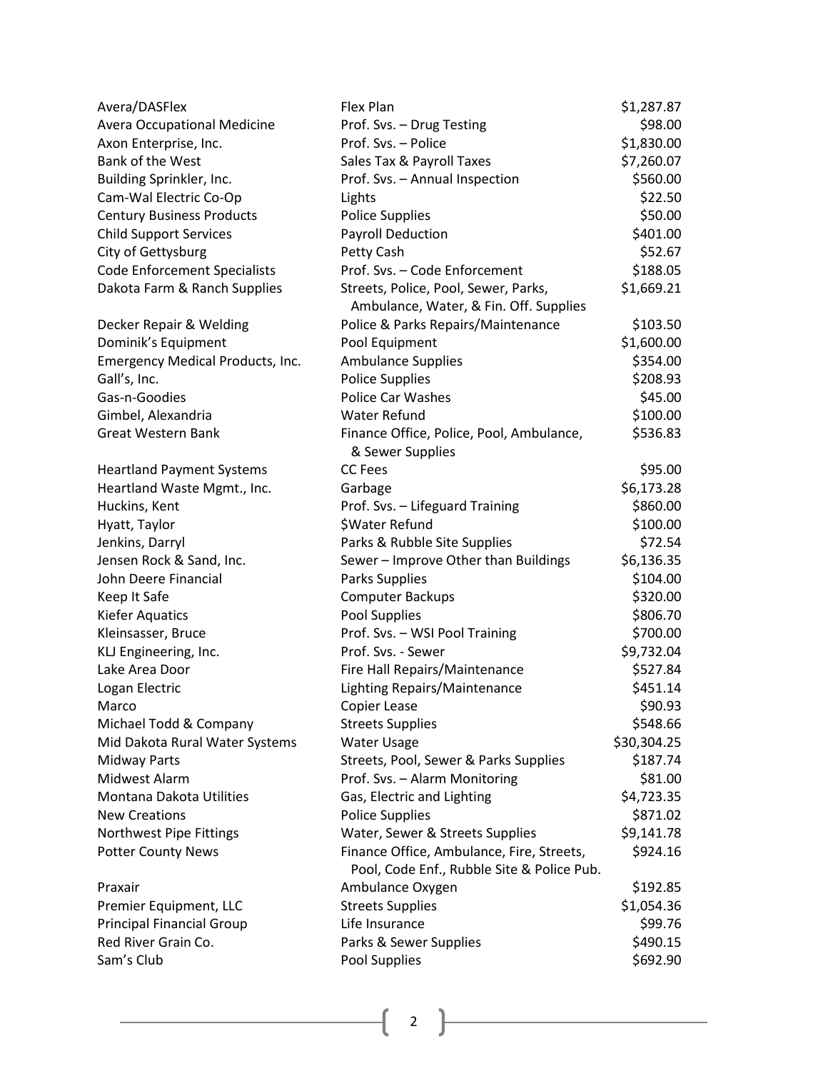| | | |
|---|---|---|
| Avera/DASFlex | Flex Plan | $1,287.87 |
| Avera Occupational Medicine | Prof. Svs. – Drug Testing | $98.00 |
| Axon Enterprise, Inc. | Prof. Svs. – Police | $1,830.00 |
| Bank of the West | Sales Tax & Payroll Taxes | $7,260.07 |
| Building Sprinkler, Inc. | Prof. Svs. – Annual Inspection | $560.00 |
| Cam-Wal Electric Co-Op | Lights | $22.50 |
| Century Business Products | Police Supplies | $50.00 |
| Child Support Services | Payroll Deduction | $401.00 |
| City of Gettysburg | Petty Cash | $52.67 |
| Code Enforcement Specialists | Prof. Svs. – Code Enforcement | $188.05 |
| Dakota Farm & Ranch Supplies | Streets, Police, Pool, Sewer, Parks, Ambulance, Water, & Fin. Off. Supplies | $1,669.21 |
| Decker Repair & Welding | Police & Parks Repairs/Maintenance | $103.50 |
| Dominik's Equipment | Pool Equipment | $1,600.00 |
| Emergency Medical Products, Inc. | Ambulance Supplies | $354.00 |
| Gall's, Inc. | Police Supplies | $208.93 |
| Gas-n-Goodies | Police Car Washes | $45.00 |
| Gimbel, Alexandria | Water Refund | $100.00 |
| Great Western Bank | Finance Office, Police, Pool, Ambulance, & Sewer Supplies | $536.83 |
| Heartland Payment Systems | CC Fees | $95.00 |
| Heartland Waste Mgmt., Inc. | Garbage | $6,173.28 |
| Huckins, Kent | Prof. Svs. – Lifeguard Training | $860.00 |
| Hyatt, Taylor | $Water Refund | $100.00 |
| Jenkins, Darryl | Parks & Rubble Site Supplies | $72.54 |
| Jensen Rock & Sand, Inc. | Sewer – Improve Other than Buildings | $6,136.35 |
| John Deere Financial | Parks Supplies | $104.00 |
| Keep It Safe | Computer Backups | $320.00 |
| Kiefer Aquatics | Pool Supplies | $806.70 |
| Kleinsasser, Bruce | Prof. Svs. – WSI Pool Training | $700.00 |
| KLJ Engineering, Inc. | Prof. Svs. - Sewer | $9,732.04 |
| Lake Area Door | Fire Hall Repairs/Maintenance | $527.84 |
| Logan Electric | Lighting Repairs/Maintenance | $451.14 |
| Marco | Copier Lease | $90.93 |
| Michael Todd & Company | Streets Supplies | $548.66 |
| Mid Dakota Rural Water Systems | Water Usage | $30,304.25 |
| Midway Parts | Streets, Pool, Sewer & Parks Supplies | $187.74 |
| Midwest Alarm | Prof. Svs. – Alarm Monitoring | $81.00 |
| Montana Dakota Utilities | Gas, Electric and Lighting | $4,723.35 |
| New Creations | Police Supplies | $871.02 |
| Northwest Pipe Fittings | Water, Sewer & Streets Supplies | $9,141.78 |
| Potter County News | Finance Office, Ambulance, Fire, Streets, Pool, Code Enf., Rubble Site & Police Pub. | $924.16 |
| Praxair | Ambulance Oxygen | $192.85 |
| Premier Equipment, LLC | Streets Supplies | $1,054.36 |
| Principal Financial Group | Life Insurance | $99.76 |
| Red River Grain Co. | Parks & Sewer Supplies | $490.15 |
| Sam's Club | Pool Supplies | $692.90 |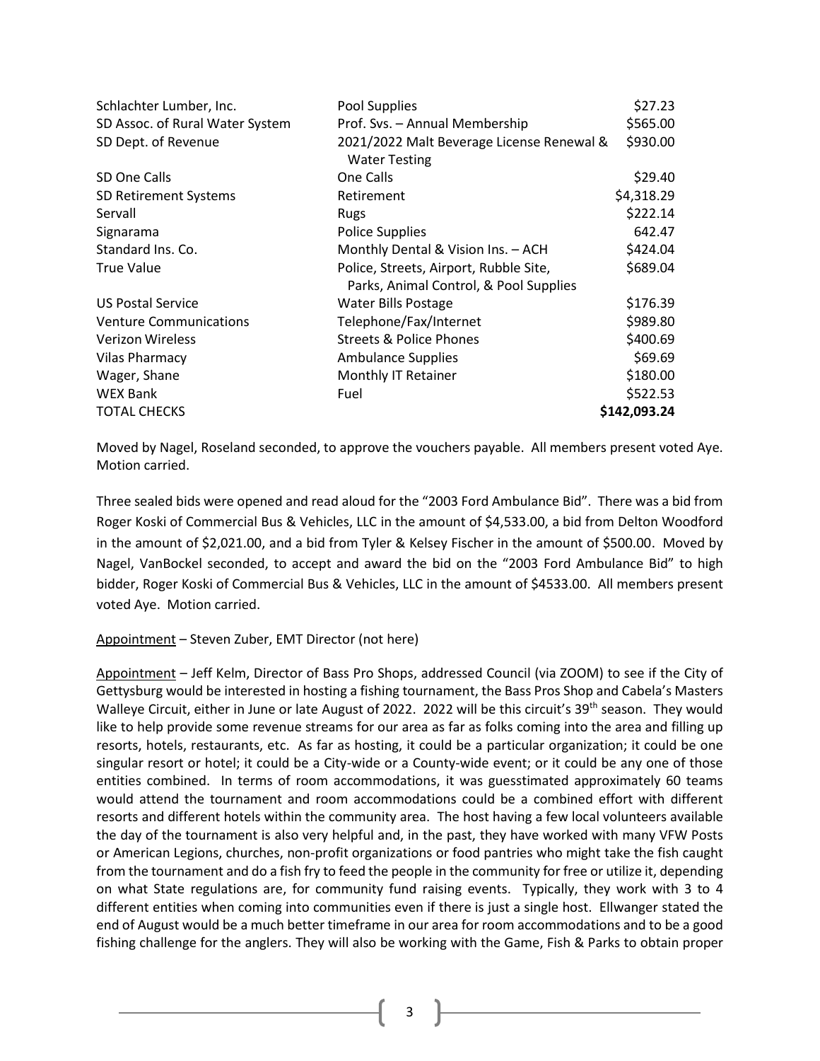| | | |
|---|---|---|
| Schlachter Lumber, Inc. | Pool Supplies | $27.23 |
| SD Assoc. of Rural Water System | Prof. Svs. – Annual Membership | $565.00 |
| SD Dept. of Revenue | 2021/2022 Malt Beverage License Renewal & Water Testing | $930.00 |
| SD One Calls | One Calls | $29.40 |
| SD Retirement Systems | Retirement | $4,318.29 |
| Servall | Rugs | $222.14 |
| Signarama | Police Supplies | 642.47 |
| Standard Ins. Co. | Monthly Dental & Vision Ins. – ACH | $424.04 |
| True Value | Police, Streets, Airport, Rubble Site, Parks, Animal Control, & Pool Supplies | $689.04 |
| US Postal Service | Water Bills Postage | $176.39 |
| Venture Communications | Telephone/Fax/Internet | $989.80 |
| Verizon Wireless | Streets & Police Phones | $400.69 |
| Vilas Pharmacy | Ambulance Supplies | $69.69 |
| Wager, Shane | Monthly IT Retainer | $180.00 |
| WEX Bank | Fuel | $522.53 |
| TOTAL CHECKS | | **$142,093.24** |

Moved by Nagel, Roseland seconded, to approve the vouchers payable. All members present voted Aye. Motion carried.

Three sealed bids were opened and read aloud for the "2003 Ford Ambulance Bid". There was a bid from Roger Koski of Commercial Bus & Vehicles, LLC in the amount of $4,533.00, a bid from Delton Woodford in the amount of $2,021.00, and a bid from Tyler & Kelsey Fischer in the amount of $500.00. Moved by Nagel, VanBockel seconded, to accept and award the bid on the "2003 Ford Ambulance Bid" to high bidder, Roger Koski of Commercial Bus & Vehicles, LLC in the amount of $4533.00. All members present voted Aye. Motion carried.

Appointment – Steven Zuber, EMT Director (not here)

Appointment – Jeff Kelm, Director of Bass Pro Shops, addressed Council (via ZOOM) to see if the City of Gettysburg would be interested in hosting a fishing tournament, the Bass Pros Shop and Cabela's Masters Walleye Circuit, either in June or late August of 2022. 2022 will be this circuit's 39th season. They would like to help provide some revenue streams for our area as far as folks coming into the area and filling up resorts, hotels, restaurants, etc. As far as hosting, it could be a particular organization; it could be one singular resort or hotel; it could be a City-wide or a County-wide event; or it could be any one of those entities combined. In terms of room accommodations, it was guesstimated approximately 60 teams would attend the tournament and room accommodations could be a combined effort with different resorts and different hotels within the community area. The host having a few local volunteers available the day of the tournament is also very helpful and, in the past, they have worked with many VFW Posts or American Legions, churches, non-profit organizations or food pantries who might take the fish caught from the tournament and do a fish fry to feed the people in the community for free or utilize it, depending on what State regulations are, for community fund raising events. Typically, they work with 3 to 4 different entities when coming into communities even if there is just a single host. Ellwanger stated the end of August would be a much better timeframe in our area for room accommodations and to be a good fishing challenge for the anglers. They will also be working with the Game, Fish & Parks to obtain proper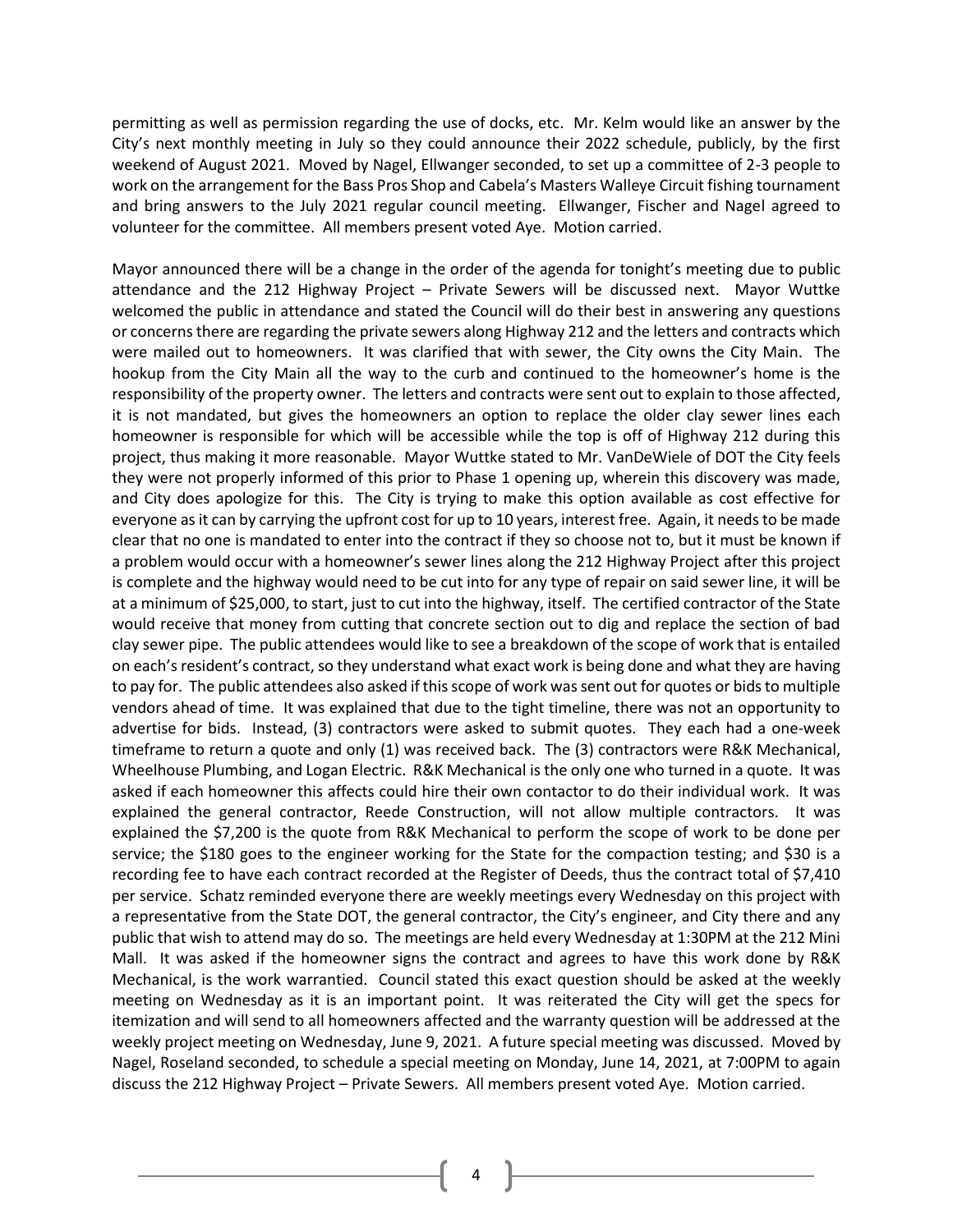permitting as well as permission regarding the use of docks, etc. Mr. Kelm would like an answer by the City's next monthly meeting in July so they could announce their 2022 schedule, publicly, by the first weekend of August 2021. Moved by Nagel, Ellwanger seconded, to set up a committee of 2-3 people to work on the arrangement for the Bass Pros Shop and Cabela's Masters Walleye Circuit fishing tournament and bring answers to the July 2021 regular council meeting. Ellwanger, Fischer and Nagel agreed to volunteer for the committee. All members present voted Aye. Motion carried.

Mayor announced there will be a change in the order of the agenda for tonight's meeting due to public attendance and the 212 Highway Project – Private Sewers will be discussed next. Mayor Wuttke welcomed the public in attendance and stated the Council will do their best in answering any questions or concerns there are regarding the private sewers along Highway 212 and the letters and contracts which were mailed out to homeowners. It was clarified that with sewer, the City owns the City Main. The hookup from the City Main all the way to the curb and continued to the homeowner's home is the responsibility of the property owner. The letters and contracts were sent out to explain to those affected, it is not mandated, but gives the homeowners an option to replace the older clay sewer lines each homeowner is responsible for which will be accessible while the top is off of Highway 212 during this project, thus making it more reasonable. Mayor Wuttke stated to Mr. VanDeWiele of DOT the City feels they were not properly informed of this prior to Phase 1 opening up, wherein this discovery was made, and City does apologize for this. The City is trying to make this option available as cost effective for everyone as it can by carrying the upfront cost for up to 10 years, interest free. Again, it needs to be made clear that no one is mandated to enter into the contract if they so choose not to, but it must be known if a problem would occur with a homeowner's sewer lines along the 212 Highway Project after this project is complete and the highway would need to be cut into for any type of repair on said sewer line, it will be at a minimum of $25,000, to start, just to cut into the highway, itself. The certified contractor of the State would receive that money from cutting that concrete section out to dig and replace the section of bad clay sewer pipe. The public attendees would like to see a breakdown of the scope of work that is entailed on each's resident's contract, so they understand what exact work is being done and what they are having to pay for. The public attendees also asked if this scope of work was sent out for quotes or bids to multiple vendors ahead of time. It was explained that due to the tight timeline, there was not an opportunity to advertise for bids. Instead, (3) contractors were asked to submit quotes. They each had a one-week timeframe to return a quote and only (1) was received back. The (3) contractors were R&K Mechanical, Wheelhouse Plumbing, and Logan Electric. R&K Mechanical is the only one who turned in a quote. It was asked if each homeowner this affects could hire their own contactor to do their individual work. It was explained the general contractor, Reede Construction, will not allow multiple contractors. It was explained the $7,200 is the quote from R&K Mechanical to perform the scope of work to be done per service; the $180 goes to the engineer working for the State for the compaction testing; and $30 is a recording fee to have each contract recorded at the Register of Deeds, thus the contract total of $7,410 per service. Schatz reminded everyone there are weekly meetings every Wednesday on this project with a representative from the State DOT, the general contractor, the City's engineer, and City there and any public that wish to attend may do so. The meetings are held every Wednesday at 1:30PM at the 212 Mini Mall. It was asked if the homeowner signs the contract and agrees to have this work done by R&K Mechanical, is the work warrantied. Council stated this exact question should be asked at the weekly meeting on Wednesday as it is an important point. It was reiterated the City will get the specs for itemization and will send to all homeowners affected and the warranty question will be addressed at the weekly project meeting on Wednesday, June 9, 2021. A future special meeting was discussed. Moved by Nagel, Roseland seconded, to schedule a special meeting on Monday, June 14, 2021, at 7:00PM to again discuss the 212 Highway Project – Private Sewers. All members present voted Aye. Motion carried.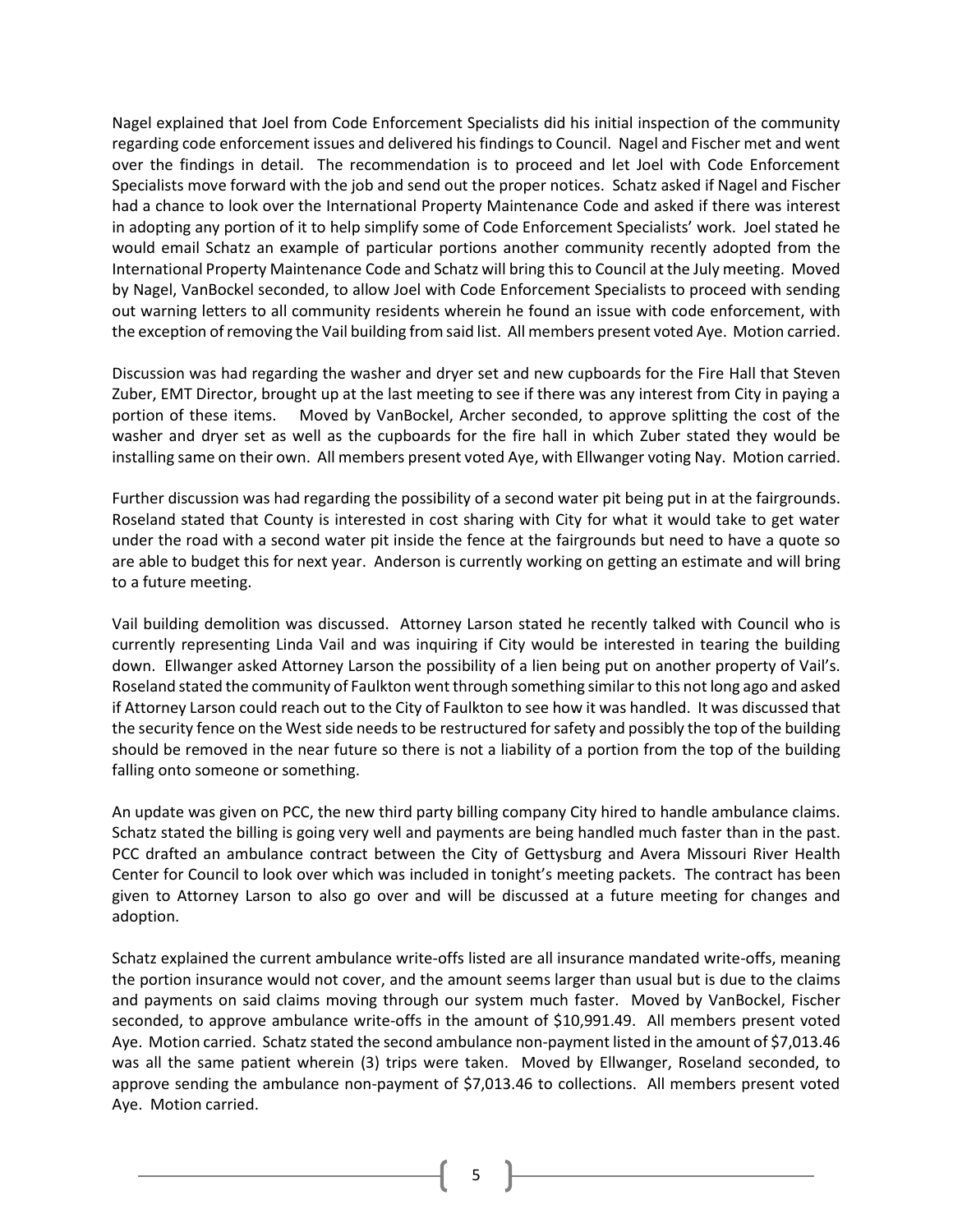Nagel explained that Joel from Code Enforcement Specialists did his initial inspection of the community regarding code enforcement issues and delivered his findings to Council. Nagel and Fischer met and went over the findings in detail. The recommendation is to proceed and let Joel with Code Enforcement Specialists move forward with the job and send out the proper notices. Schatz asked if Nagel and Fischer had a chance to look over the International Property Maintenance Code and asked if there was interest in adopting any portion of it to help simplify some of Code Enforcement Specialists' work. Joel stated he would email Schatz an example of particular portions another community recently adopted from the International Property Maintenance Code and Schatz will bring this to Council at the July meeting. Moved by Nagel, VanBockel seconded, to allow Joel with Code Enforcement Specialists to proceed with sending out warning letters to all community residents wherein he found an issue with code enforcement, with the exception of removing the Vail building from said list. All members present voted Aye. Motion carried.

Discussion was had regarding the washer and dryer set and new cupboards for the Fire Hall that Steven Zuber, EMT Director, brought up at the last meeting to see if there was any interest from City in paying a portion of these items. Moved by VanBockel, Archer seconded, to approve splitting the cost of the washer and dryer set as well as the cupboards for the fire hall in which Zuber stated they would be installing same on their own. All members present voted Aye, with Ellwanger voting Nay. Motion carried.

Further discussion was had regarding the possibility of a second water pit being put in at the fairgrounds. Roseland stated that County is interested in cost sharing with City for what it would take to get water under the road with a second water pit inside the fence at the fairgrounds but need to have a quote so are able to budget this for next year. Anderson is currently working on getting an estimate and will bring to a future meeting.

Vail building demolition was discussed. Attorney Larson stated he recently talked with Council who is currently representing Linda Vail and was inquiring if City would be interested in tearing the building down. Ellwanger asked Attorney Larson the possibility of a lien being put on another property of Vail's. Roseland stated the community of Faulkton went through something similar to this not long ago and asked if Attorney Larson could reach out to the City of Faulkton to see how it was handled. It was discussed that the security fence on the West side needs to be restructured for safety and possibly the top of the building should be removed in the near future so there is not a liability of a portion from the top of the building falling onto someone or something.

An update was given on PCC, the new third party billing company City hired to handle ambulance claims. Schatz stated the billing is going very well and payments are being handled much faster than in the past. PCC drafted an ambulance contract between the City of Gettysburg and Avera Missouri River Health Center for Council to look over which was included in tonight's meeting packets. The contract has been given to Attorney Larson to also go over and will be discussed at a future meeting for changes and adoption.

Schatz explained the current ambulance write-offs listed are all insurance mandated write-offs, meaning the portion insurance would not cover, and the amount seems larger than usual but is due to the claims and payments on said claims moving through our system much faster. Moved by VanBockel, Fischer seconded, to approve ambulance write-offs in the amount of $10,991.49. All members present voted Aye. Motion carried. Schatz stated the second ambulance non-payment listed in the amount of $7,013.46 was all the same patient wherein (3) trips were taken. Moved by Ellwanger, Roseland seconded, to approve sending the ambulance non-payment of $7,013.46 to collections. All members present voted Aye. Motion carried.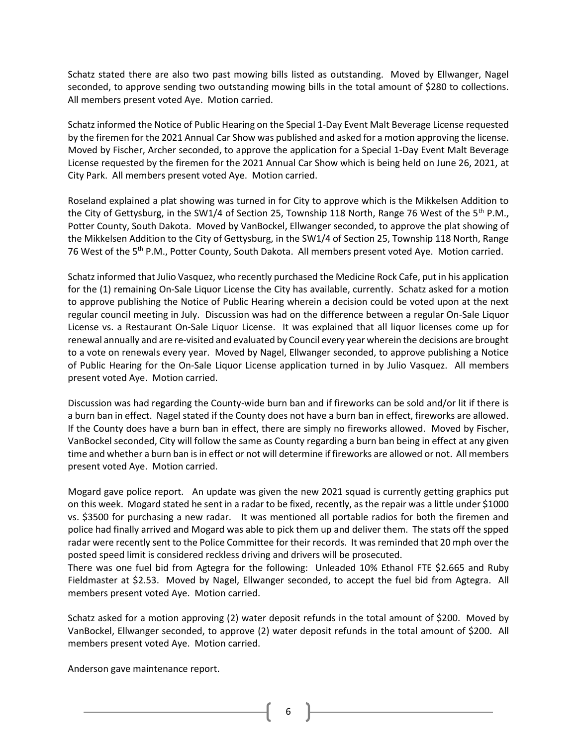Schatz stated there are also two past mowing bills listed as outstanding. Moved by Ellwanger, Nagel seconded, to approve sending two outstanding mowing bills in the total amount of $280 to collections. All members present voted Aye. Motion carried.

Schatz informed the Notice of Public Hearing on the Special 1-Day Event Malt Beverage License requested by the firemen for the 2021 Annual Car Show was published and asked for a motion approving the license. Moved by Fischer, Archer seconded, to approve the application for a Special 1-Day Event Malt Beverage License requested by the firemen for the 2021 Annual Car Show which is being held on June 26, 2021, at City Park. All members present voted Aye. Motion carried.

Roseland explained a plat showing was turned in for City to approve which is the Mikkelsen Addition to the City of Gettysburg, in the SW1/4 of Section 25, Township 118 North, Range 76 West of the 5th P.M., Potter County, South Dakota. Moved by VanBockel, Ellwanger seconded, to approve the plat showing of the Mikkelsen Addition to the City of Gettysburg, in the SW1/4 of Section 25, Township 118 North, Range 76 West of the 5th P.M., Potter County, South Dakota. All members present voted Aye. Motion carried.

Schatz informed that Julio Vasquez, who recently purchased the Medicine Rock Cafe, put in his application for the (1) remaining On-Sale Liquor License the City has available, currently. Schatz asked for a motion to approve publishing the Notice of Public Hearing wherein a decision could be voted upon at the next regular council meeting in July. Discussion was had on the difference between a regular On-Sale Liquor License vs. a Restaurant On-Sale Liquor License. It was explained that all liquor licenses come up for renewal annually and are re-visited and evaluated by Council every year wherein the decisions are brought to a vote on renewals every year. Moved by Nagel, Ellwanger seconded, to approve publishing a Notice of Public Hearing for the On-Sale Liquor License application turned in by Julio Vasquez. All members present voted Aye. Motion carried.

Discussion was had regarding the County-wide burn ban and if fireworks can be sold and/or lit if there is a burn ban in effect. Nagel stated if the County does not have a burn ban in effect, fireworks are allowed. If the County does have a burn ban in effect, there are simply no fireworks allowed. Moved by Fischer, VanBockel seconded, City will follow the same as County regarding a burn ban being in effect at any given time and whether a burn ban is in effect or not will determine if fireworks are allowed or not. All members present voted Aye. Motion carried.

Mogard gave police report. An update was given the new 2021 squad is currently getting graphics put on this week. Mogard stated he sent in a radar to be fixed, recently, as the repair was a little under $1000 vs. $3500 for purchasing a new radar. It was mentioned all portable radios for both the firemen and police had finally arrived and Mogard was able to pick them up and deliver them. The stats off the spped radar were recently sent to the Police Committee for their records. It was reminded that 20 mph over the posted speed limit is considered reckless driving and drivers will be prosecuted.

There was one fuel bid from Agtegra for the following: Unleaded 10% Ethanol FTE $2.665 and Ruby Fieldmaster at $2.53. Moved by Nagel, Ellwanger seconded, to accept the fuel bid from Agtegra. All members present voted Aye. Motion carried.

Schatz asked for a motion approving (2) water deposit refunds in the total amount of $200. Moved by VanBockel, Ellwanger seconded, to approve (2) water deposit refunds in the total amount of $200. All members present voted Aye. Motion carried.

Anderson gave maintenance report.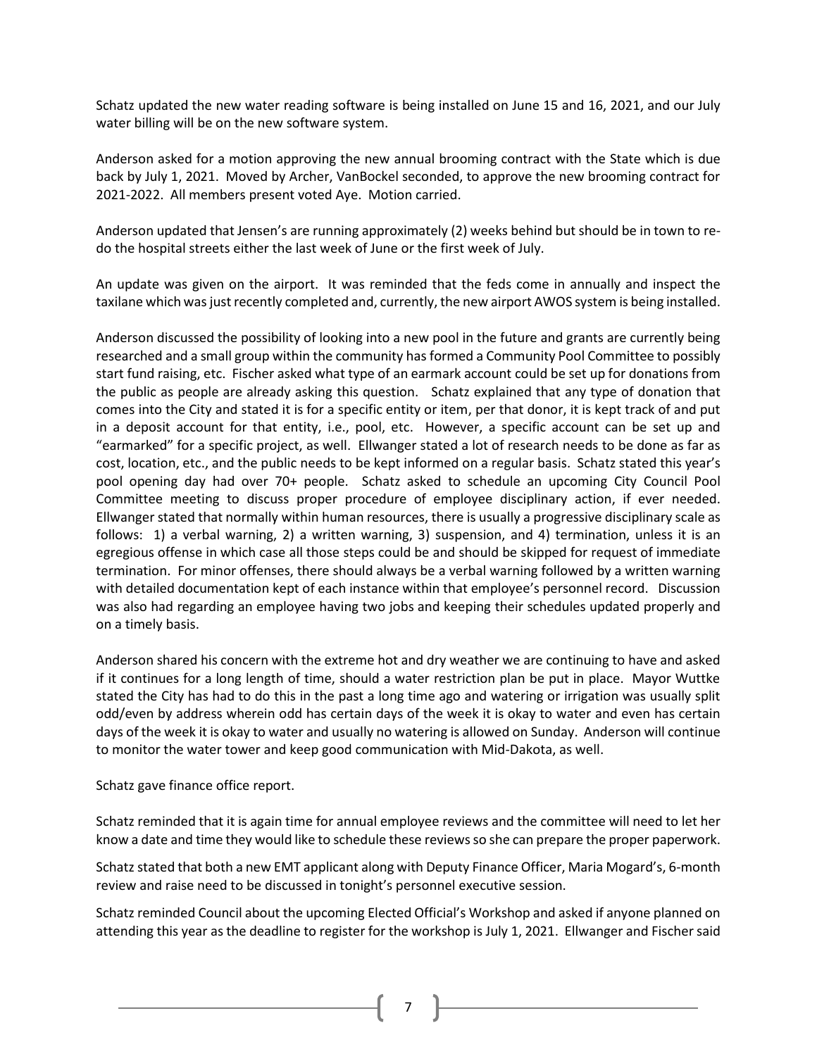Schatz updated the new water reading software is being installed on June 15 and 16, 2021, and our July water billing will be on the new software system.

Anderson asked for a motion approving the new annual brooming contract with the State which is due back by July 1, 2021. Moved by Archer, VanBockel seconded, to approve the new brooming contract for 2021-2022. All members present voted Aye. Motion carried.

Anderson updated that Jensen's are running approximately (2) weeks behind but should be in town to re-do the hospital streets either the last week of June or the first week of July.

An update was given on the airport. It was reminded that the feds come in annually and inspect the taxilane which was just recently completed and, currently, the new airport AWOS system is being installed.

Anderson discussed the possibility of looking into a new pool in the future and grants are currently being researched and a small group within the community has formed a Community Pool Committee to possibly start fund raising, etc. Fischer asked what type of an earmark account could be set up for donations from the public as people are already asking this question. Schatz explained that any type of donation that comes into the City and stated it is for a specific entity or item, per that donor, it is kept track of and put in a deposit account for that entity, i.e., pool, etc. However, a specific account can be set up and "earmarked" for a specific project, as well. Ellwanger stated a lot of research needs to be done as far as cost, location, etc., and the public needs to be kept informed on a regular basis. Schatz stated this year's pool opening day had over 70+ people. Schatz asked to schedule an upcoming City Council Pool Committee meeting to discuss proper procedure of employee disciplinary action, if ever needed. Ellwanger stated that normally within human resources, there is usually a progressive disciplinary scale as follows: 1) a verbal warning, 2) a written warning, 3) suspension, and 4) termination, unless it is an egregious offense in which case all those steps could be and should be skipped for request of immediate termination. For minor offenses, there should always be a verbal warning followed by a written warning with detailed documentation kept of each instance within that employee's personnel record. Discussion was also had regarding an employee having two jobs and keeping their schedules updated properly and on a timely basis.

Anderson shared his concern with the extreme hot and dry weather we are continuing to have and asked if it continues for a long length of time, should a water restriction plan be put in place. Mayor Wuttke stated the City has had to do this in the past a long time ago and watering or irrigation was usually split odd/even by address wherein odd has certain days of the week it is okay to water and even has certain days of the week it is okay to water and usually no watering is allowed on Sunday. Anderson will continue to monitor the water tower and keep good communication with Mid-Dakota, as well.

Schatz gave finance office report.

Schatz reminded that it is again time for annual employee reviews and the committee will need to let her know a date and time they would like to schedule these reviews so she can prepare the proper paperwork.

Schatz stated that both a new EMT applicant along with Deputy Finance Officer, Maria Mogard's, 6-month review and raise need to be discussed in tonight's personnel executive session.

Schatz reminded Council about the upcoming Elected Official's Workshop and asked if anyone planned on attending this year as the deadline to register for the workshop is July 1, 2021. Ellwanger and Fischer said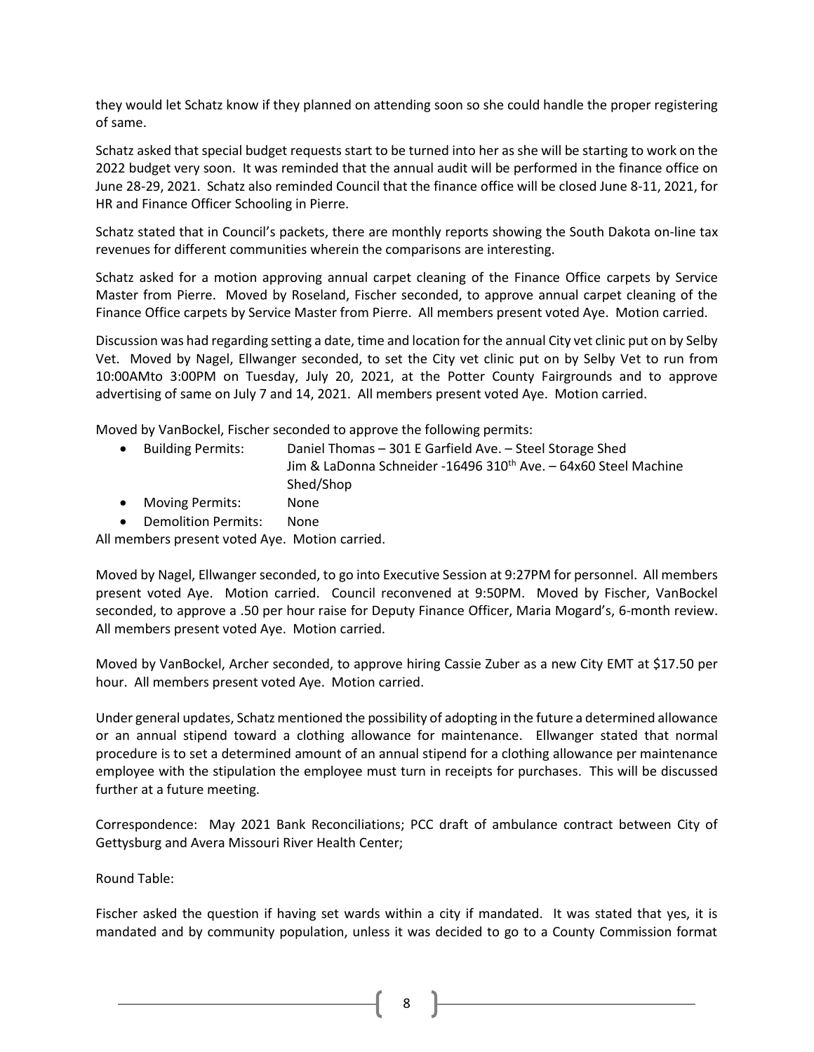they would let Schatz know if they planned on attending soon so she could handle the proper registering of same.

Schatz asked that special budget requests start to be turned into her as she will be starting to work on the 2022 budget very soon. It was reminded that the annual audit will be performed in the finance office on June 28-29, 2021. Schatz also reminded Council that the finance office will be closed June 8-11, 2021, for HR and Finance Officer Schooling in Pierre.

Schatz stated that in Council's packets, there are monthly reports showing the South Dakota on-line tax revenues for different communities wherein the comparisons are interesting.

Schatz asked for a motion approving annual carpet cleaning of the Finance Office carpets by Service Master from Pierre. Moved by Roseland, Fischer seconded, to approve annual carpet cleaning of the Finance Office carpets by Service Master from Pierre. All members present voted Aye. Motion carried.

Discussion was had regarding setting a date, time and location for the annual City vet clinic put on by Selby Vet. Moved by Nagel, Ellwanger seconded, to set the City vet clinic put on by Selby Vet to run from 10:00AMto 3:00PM on Tuesday, July 20, 2021, at the Potter County Fairgrounds and to approve advertising of same on July 7 and 14, 2021. All members present voted Aye. Motion carried.

Moved by VanBockel, Fischer seconded to approve the following permits:

- Building Permits: Daniel Thomas – 301 E Garfield Ave. – Steel Storage Shed
  Jim & LaDonna Schneider -16496 310th Ave. – 64x60 Steel Machine Shed/Shop
- Moving Permits: None
- Demolition Permits: None

All members present voted Aye. Motion carried.

Moved by Nagel, Ellwanger seconded, to go into Executive Session at 9:27PM for personnel. All members present voted Aye. Motion carried. Council reconvened at 9:50PM. Moved by Fischer, VanBockel seconded, to approve a .50 per hour raise for Deputy Finance Officer, Maria Mogard's, 6-month review. All members present voted Aye. Motion carried.

Moved by VanBockel, Archer seconded, to approve hiring Cassie Zuber as a new City EMT at $17.50 per hour. All members present voted Aye. Motion carried.

Under general updates, Schatz mentioned the possibility of adopting in the future a determined allowance or an annual stipend toward a clothing allowance for maintenance. Ellwanger stated that normal procedure is to set a determined amount of an annual stipend for a clothing allowance per maintenance employee with the stipulation the employee must turn in receipts for purchases. This will be discussed further at a future meeting.

Correspondence: May 2021 Bank Reconciliations; PCC draft of ambulance contract between City of Gettysburg and Avera Missouri River Health Center;

Round Table:

Fischer asked the question if having set wards within a city if mandated. It was stated that yes, it is mandated and by community population, unless it was decided to go to a County Commission format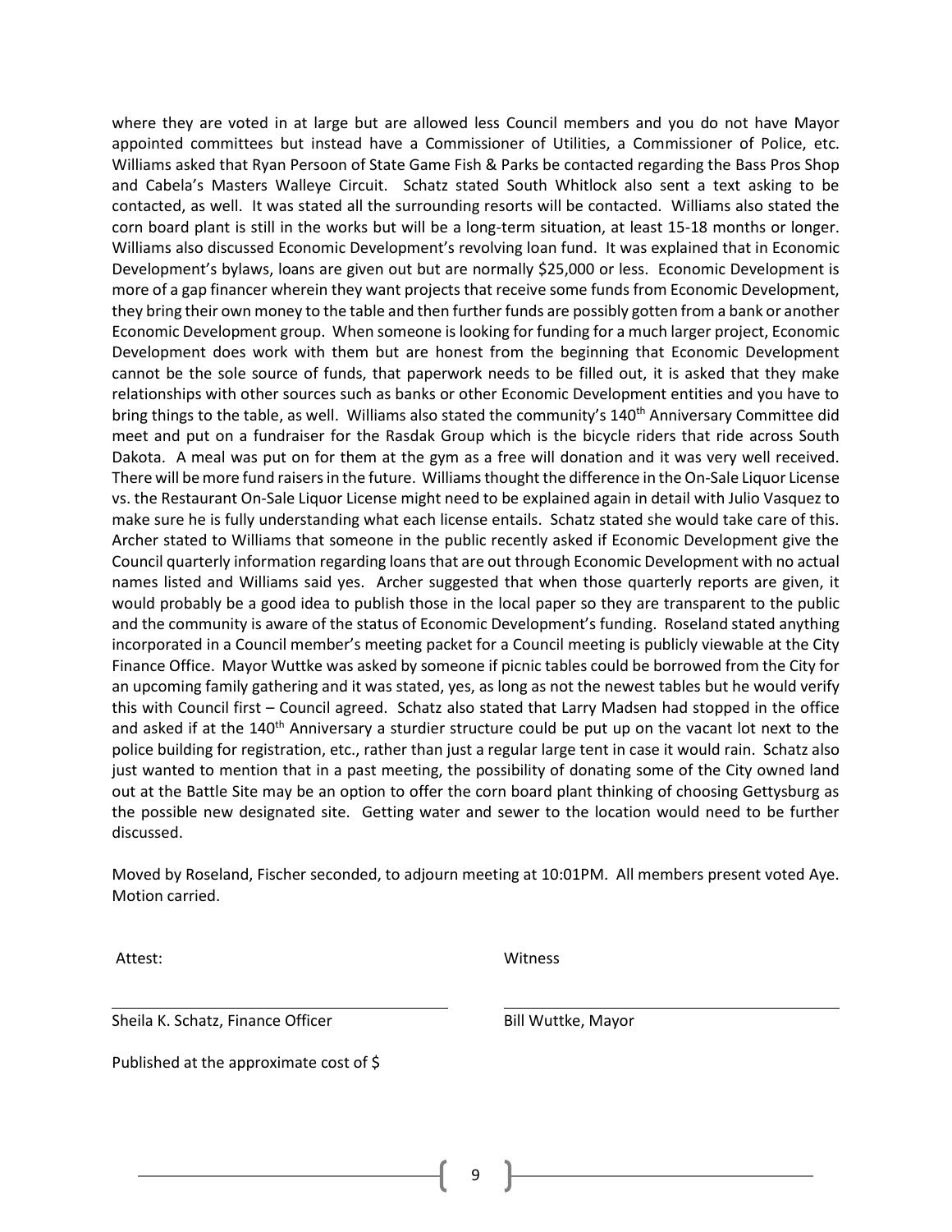where they are voted in at large but are allowed less Council members and you do not have Mayor appointed committees but instead have a Commissioner of Utilities, a Commissioner of Police, etc. Williams asked that Ryan Persoon of State Game Fish & Parks be contacted regarding the Bass Pros Shop and Cabela's Masters Walleye Circuit. Schatz stated South Whitlock also sent a text asking to be contacted, as well. It was stated all the surrounding resorts will be contacted. Williams also stated the corn board plant is still in the works but will be a long-term situation, at least 15-18 months or longer. Williams also discussed Economic Development's revolving loan fund. It was explained that in Economic Development's bylaws, loans are given out but are normally $25,000 or less. Economic Development is more of a gap financer wherein they want projects that receive some funds from Economic Development, they bring their own money to the table and then further funds are possibly gotten from a bank or another Economic Development group. When someone is looking for funding for a much larger project, Economic Development does work with them but are honest from the beginning that Economic Development cannot be the sole source of funds, that paperwork needs to be filled out, it is asked that they make relationships with other sources such as banks or other Economic Development entities and you have to bring things to the table, as well. Williams also stated the community's 140th Anniversary Committee did meet and put on a fundraiser for the Rasdak Group which is the bicycle riders that ride across South Dakota. A meal was put on for them at the gym as a free will donation and it was very well received. There will be more fund raisers in the future. Williams thought the difference in the On-Sale Liquor License vs. the Restaurant On-Sale Liquor License might need to be explained again in detail with Julio Vasquez to make sure he is fully understanding what each license entails. Schatz stated she would take care of this. Archer stated to Williams that someone in the public recently asked if Economic Development give the Council quarterly information regarding loans that are out through Economic Development with no actual names listed and Williams said yes. Archer suggested that when those quarterly reports are given, it would probably be a good idea to publish those in the local paper so they are transparent to the public and the community is aware of the status of Economic Development's funding. Roseland stated anything incorporated in a Council member's meeting packet for a Council meeting is publicly viewable at the City Finance Office. Mayor Wuttke was asked by someone if picnic tables could be borrowed from the City for an upcoming family gathering and it was stated, yes, as long as not the newest tables but he would verify this with Council first – Council agreed. Schatz also stated that Larry Madsen had stopped in the office and asked if at the 140th Anniversary a sturdier structure could be put up on the vacant lot next to the police building for registration, etc., rather than just a regular large tent in case it would rain. Schatz also just wanted to mention that in a past meeting, the possibility of donating some of the City owned land out at the Battle Site may be an option to offer the corn board plant thinking of choosing Gettysburg as the possible new designated site. Getting water and sewer to the location would need to be further discussed.

Moved by Roseland, Fischer seconded, to adjourn meeting at 10:01PM. All members present voted Aye. Motion carried.

Attest: Witness

Sheila K. Schatz, Finance Officer

Bill Wuttke, Mayor

Published at the approximate cost of $